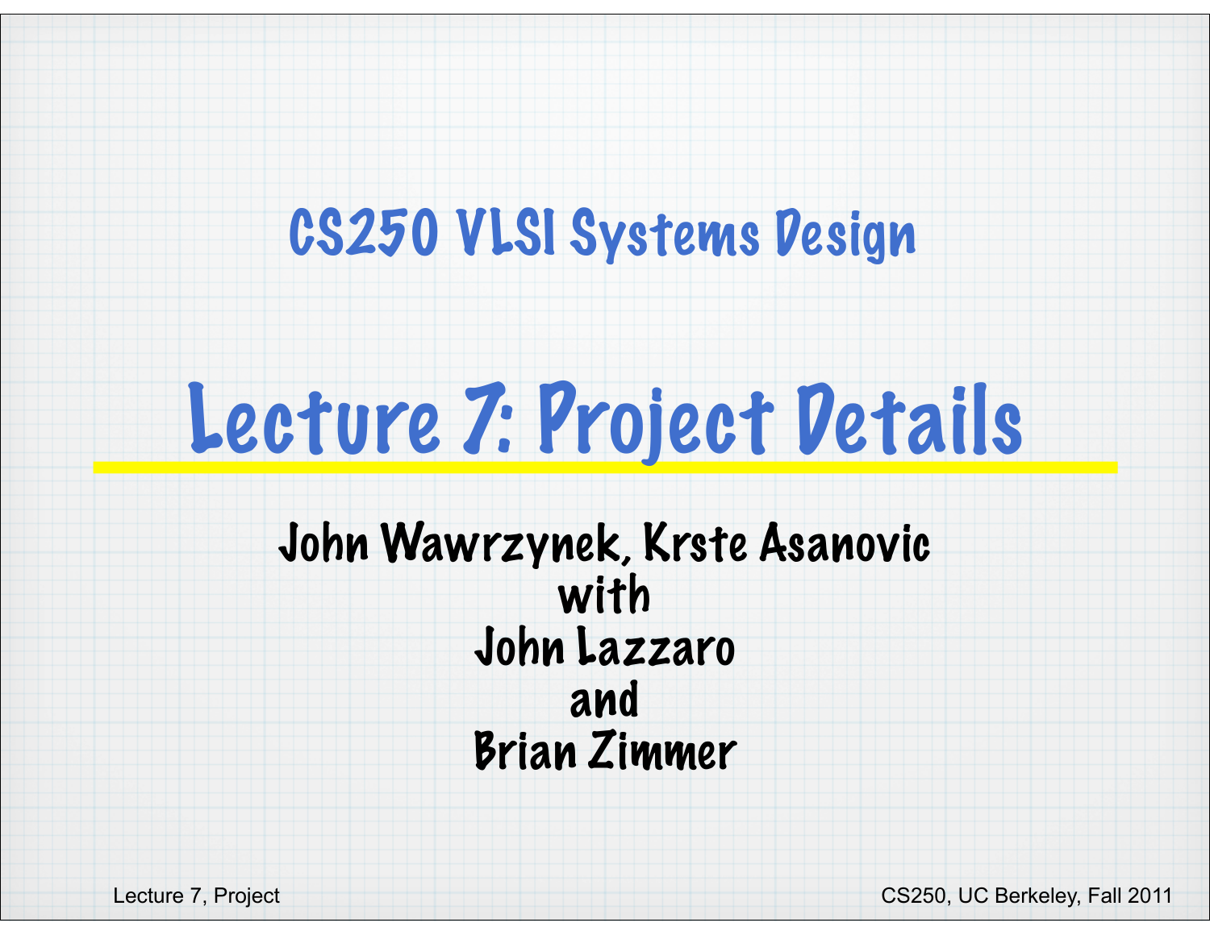# CS250 VLSI Systems Design

# Lecture 7: Project Details

**John Wawrzynek, Krste Asanovic**
**with**
**John Lazzaro**
**and**
**Brian Zimmer**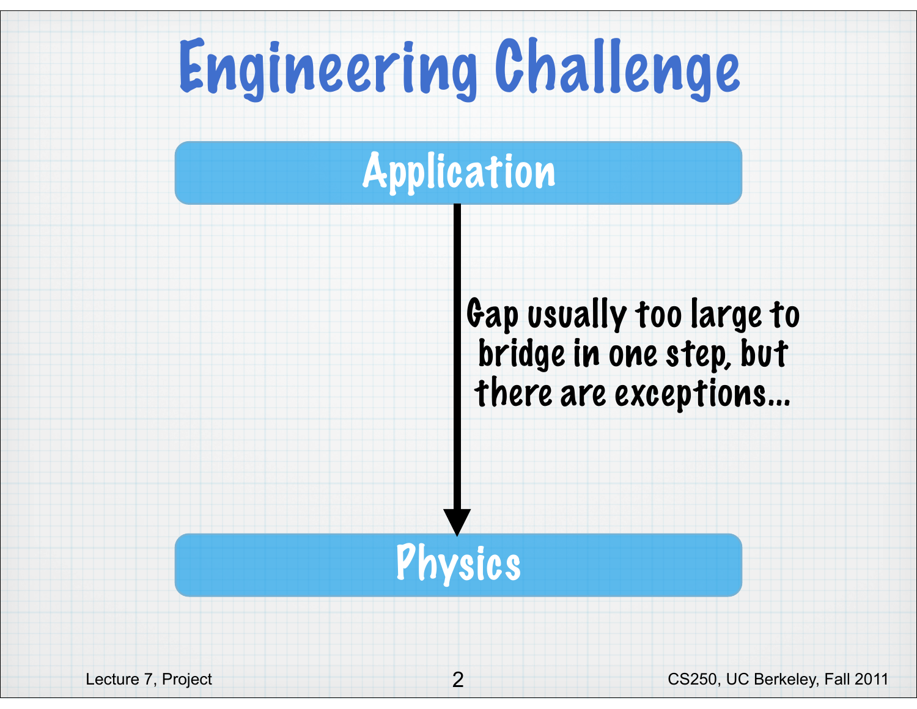# Engineering Challenge

Application

Gap usually too large to bridge in one step, but there are exceptions...

Physics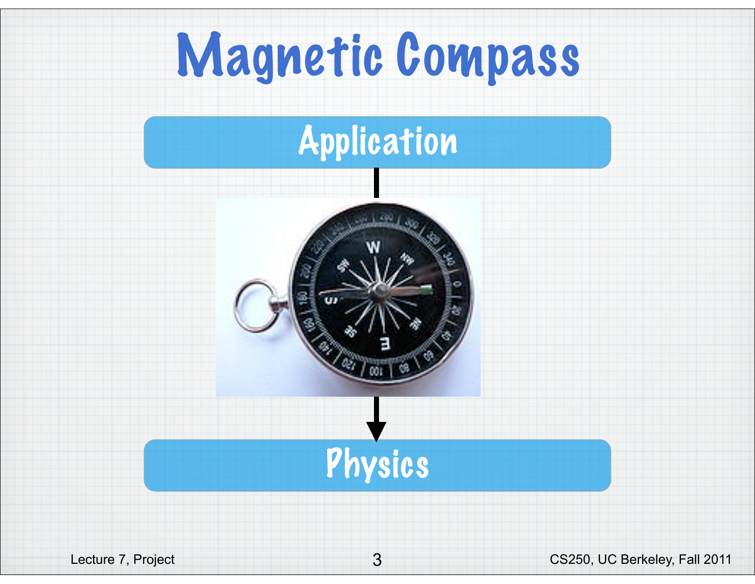# Magnetic Compass

Application

Physics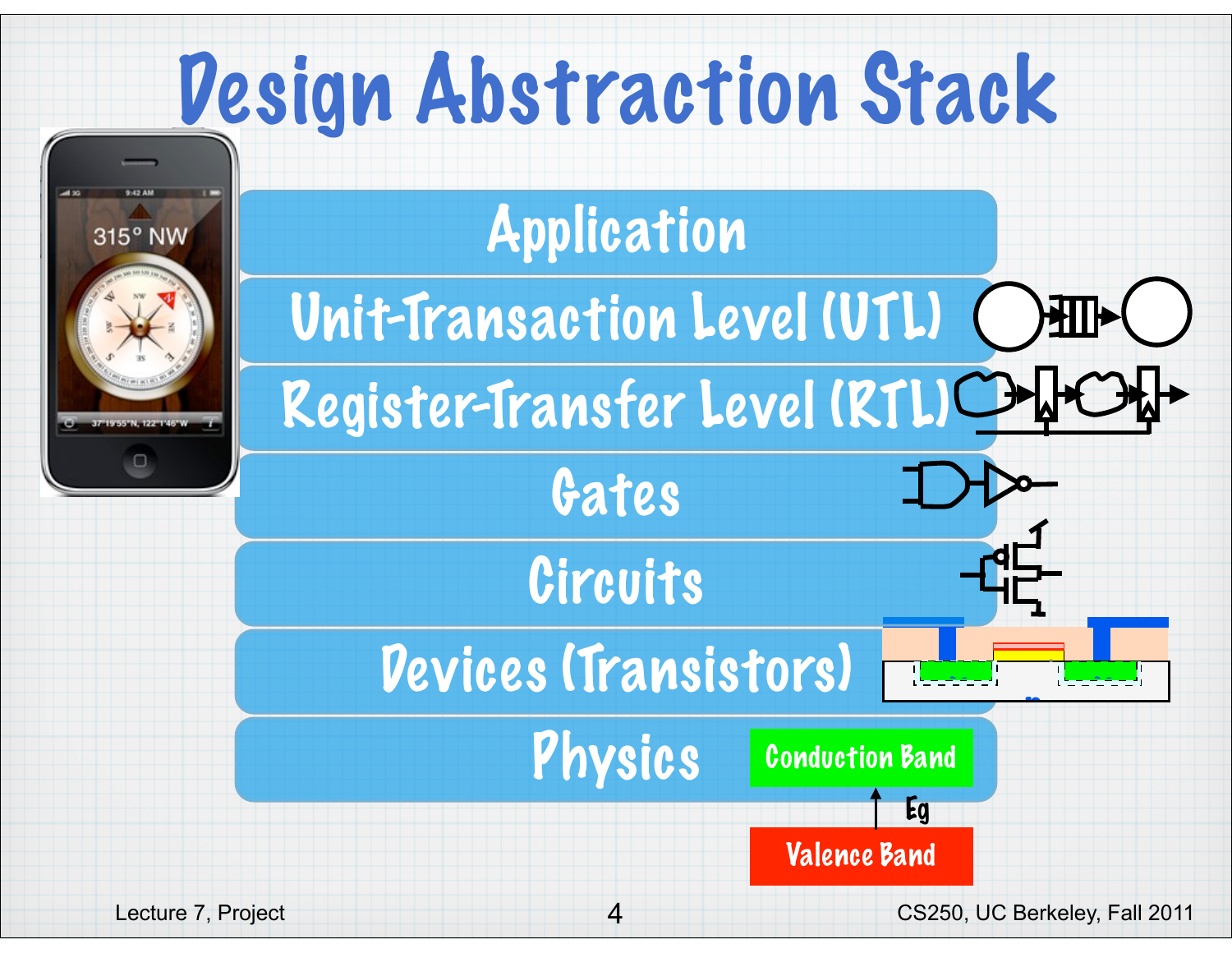# Design Abstraction Stack

- Application
- Unit-Transaction Level (UTL)
- Register-Transfer Level (RTL)
- Gates
- Circuits
- Devices (Transistors)
- Physics

Conduction Band

Eg

Valence Band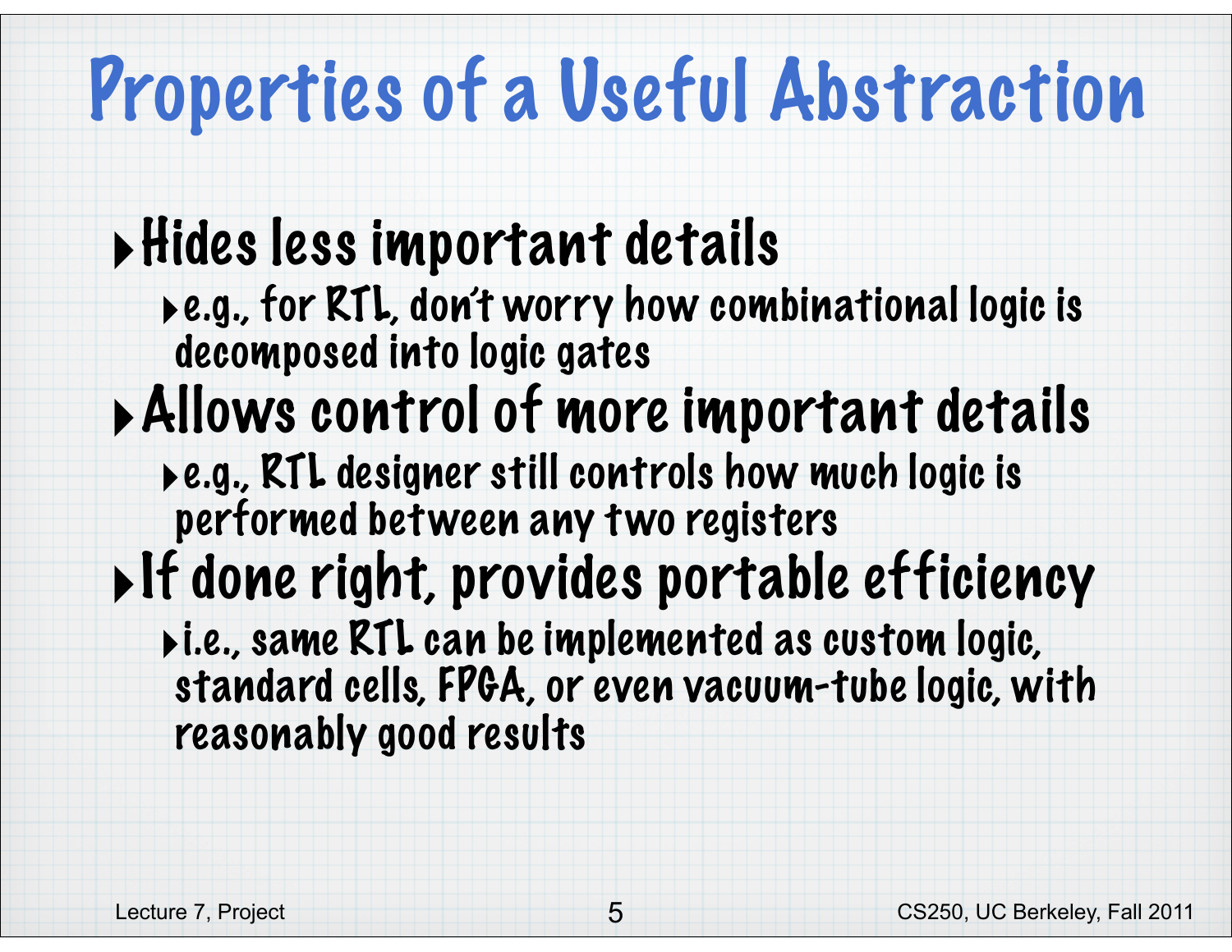# Properties of a Useful Abstraction

- Hides less important details
  - e.g., for RTL, don't worry how combinational logic is decomposed into logic gates
- Allows control of more important details
  - e.g., RTL designer still controls how much logic is performed between any two registers
- If done right, provides portable efficiency
  - i.e., same RTL can be implemented as custom logic, standard cells, FPGA, or even vacuum-tube logic, with reasonably good results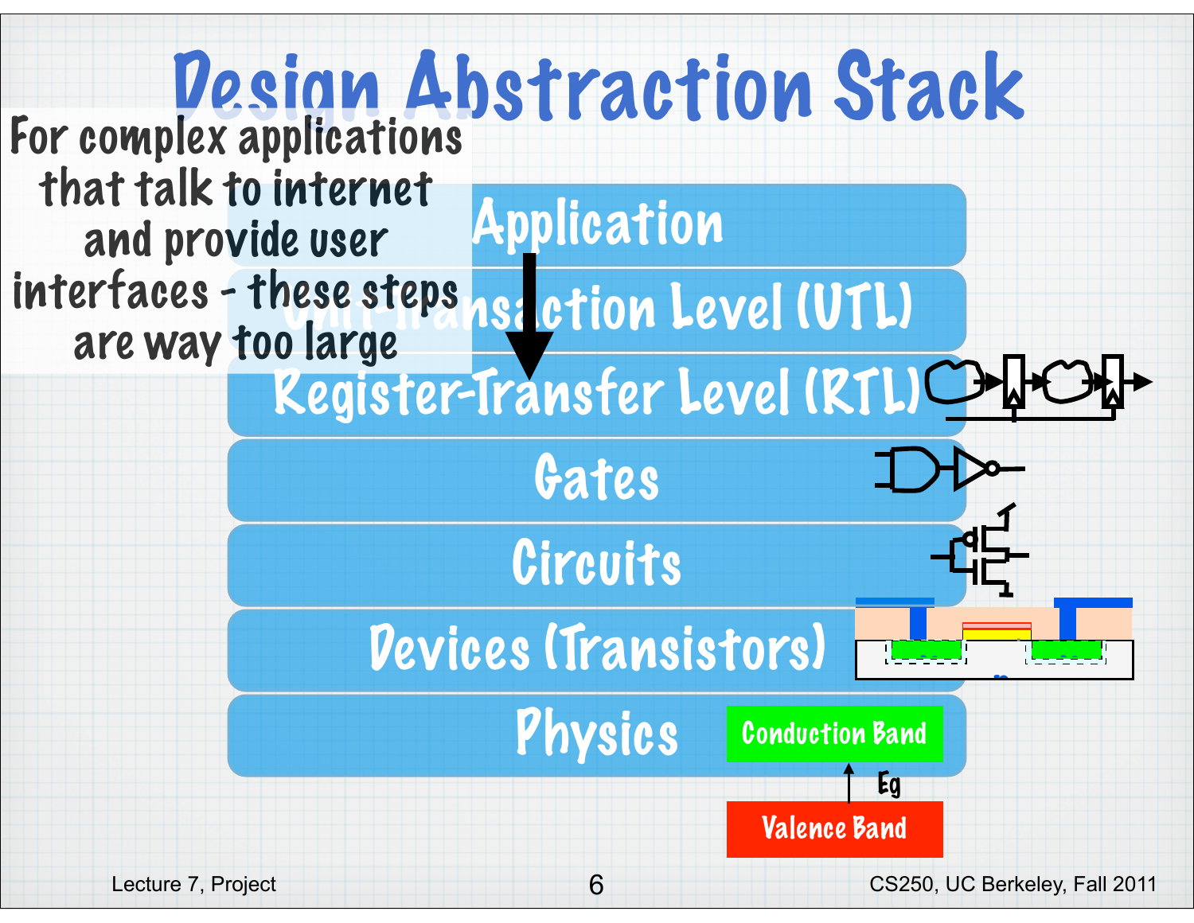# Design Abstraction Stack

For complex applications that talk to internet and provide user interfaces - these steps are way too large

- Application
- Unit-Transaction Level (UTL)
- Register-Transfer Level (RTL)
- Gates
- Circuits
- Devices (Transistors)
- Physics

Conduction Band

Eg

Valence Band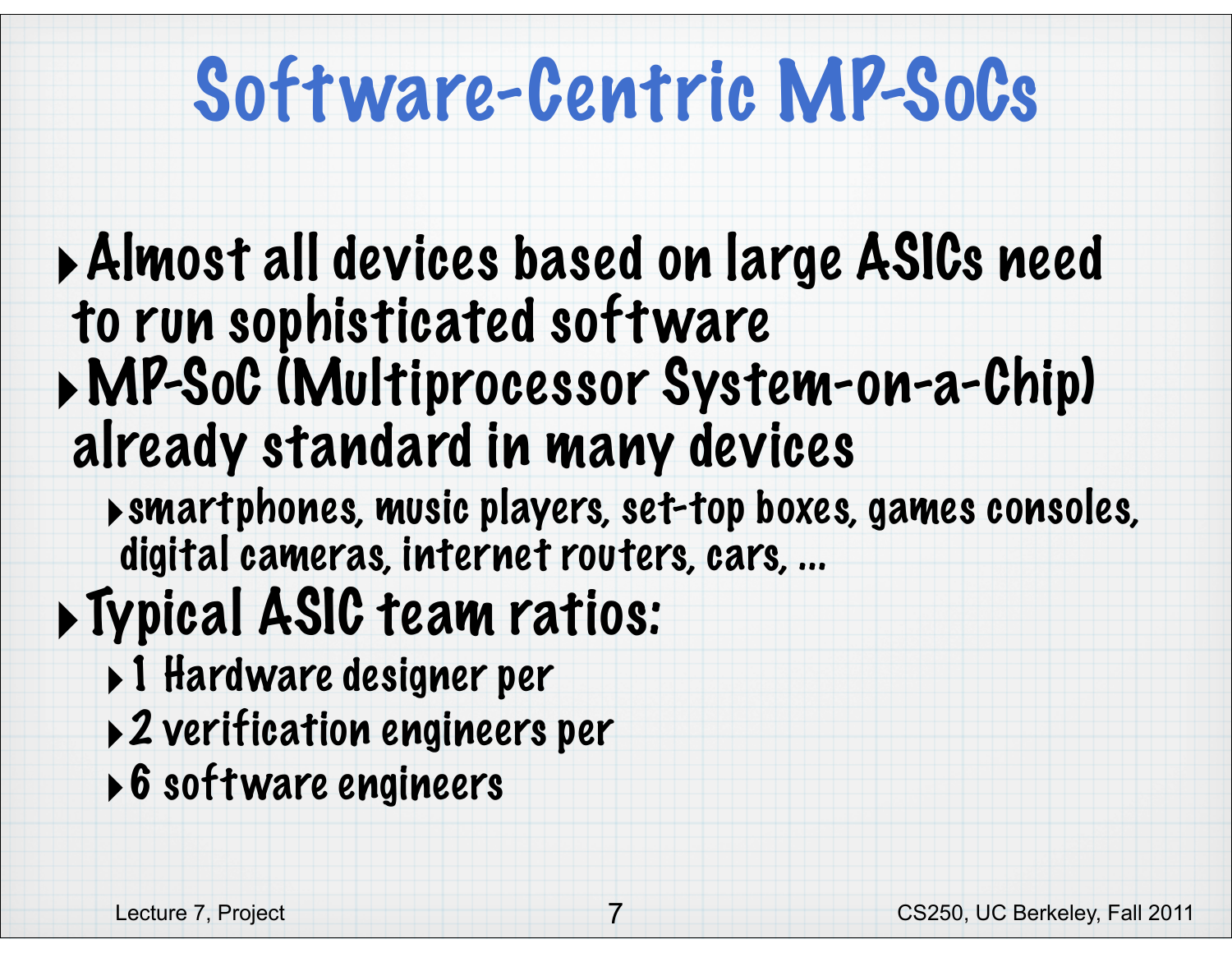# Software-Centric MP-SoCs

- Almost all devices based on large ASICs need to run sophisticated software
- MP-SoC (Multiprocessor System-on-a-Chip) already standard in many devices
  - smartphones, music players, set-top boxes, games consoles, digital cameras, internet routers, cars, ...
- Typical ASIC team ratios:
  - 1 Hardware designer per
  - 2 verification engineers per
  - 6 software engineers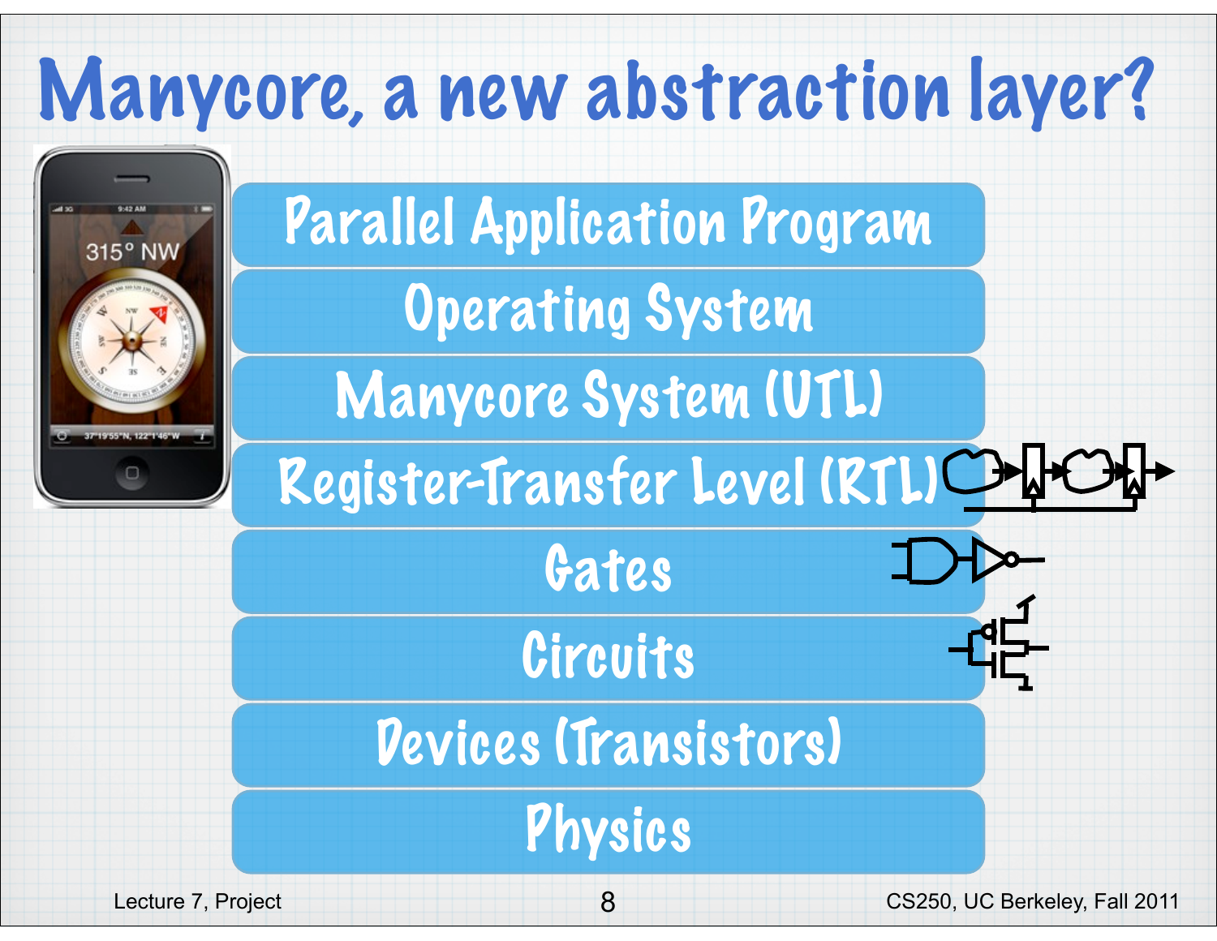# Manycore, a new abstraction layer?

- Parallel Application Program
- Operating System
- Manycore System (UTL)
- Register-Transfer Level (RTL)
- Gates
- Circuits
- Devices (Transistors)
- Physics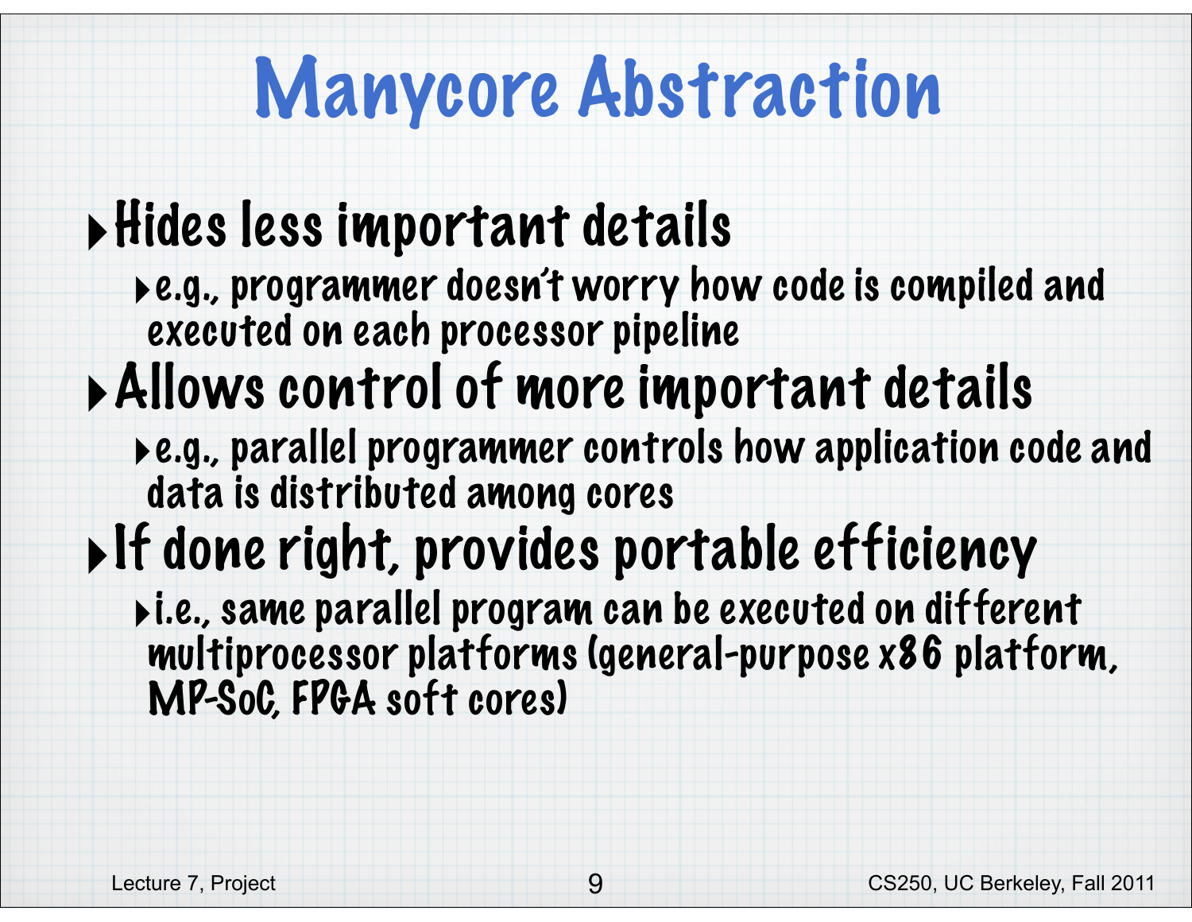# Manycore Abstraction

- Hides less important details
  - e.g., programmer doesn't worry how code is compiled and executed on each processor pipeline
- Allows control of more important details
  - e.g., parallel programmer controls how application code and data is distributed among cores
- If done right, provides portable efficiency
  - i.e., same parallel program can be executed on different multiprocessor platforms (general-purpose x86 platform, MP-SoC, FPGA soft cores)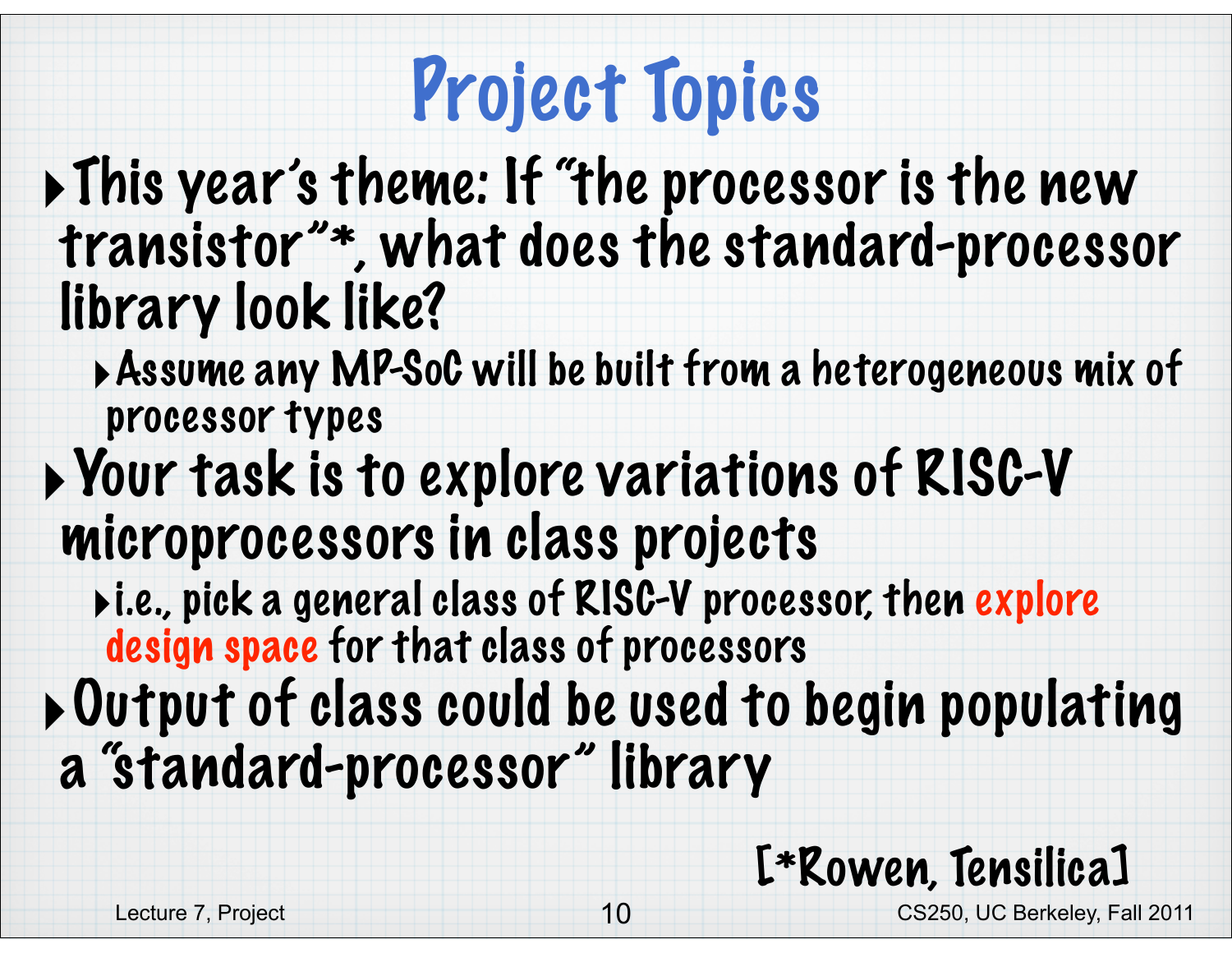# Project Topics

- This year's theme: If "the processor is the new transistor"*, what does the standard-processor library look like?
  - Assume any MP-SoC will be built from a heterogeneous mix of processor types
- Your task is to explore variations of RISC-V microprocessors in class projects
  - i.e., pick a general class of RISC-V processor, then explore design space for that class of processors
- Output of class could be used to begin populating a "standard-processor" library

[*Rowen, Tensilica]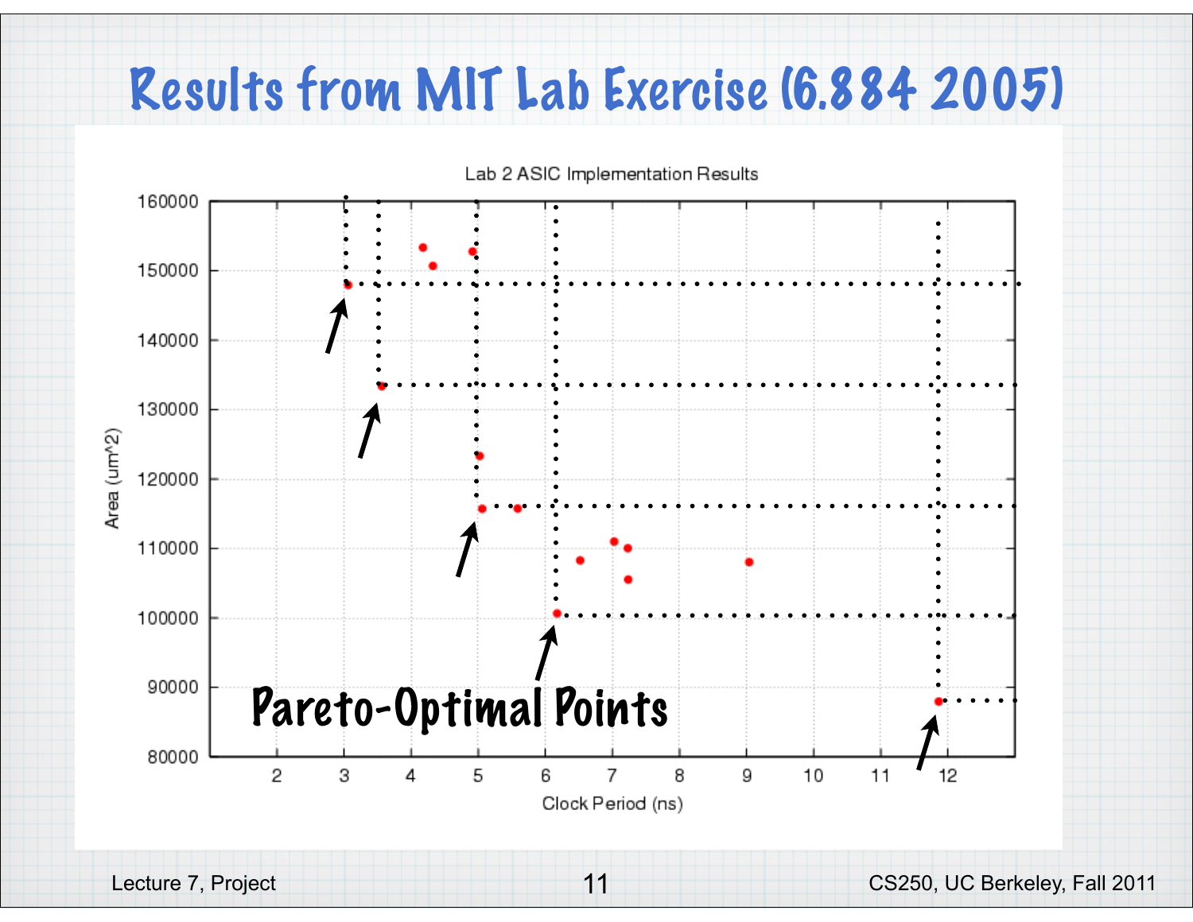# Results from MIT Lab Exercise (6.884 2005)

Lab 2 ASIC Implementation Results

Area (um^2)

Clock Period (ns)

Pareto-Optimal Points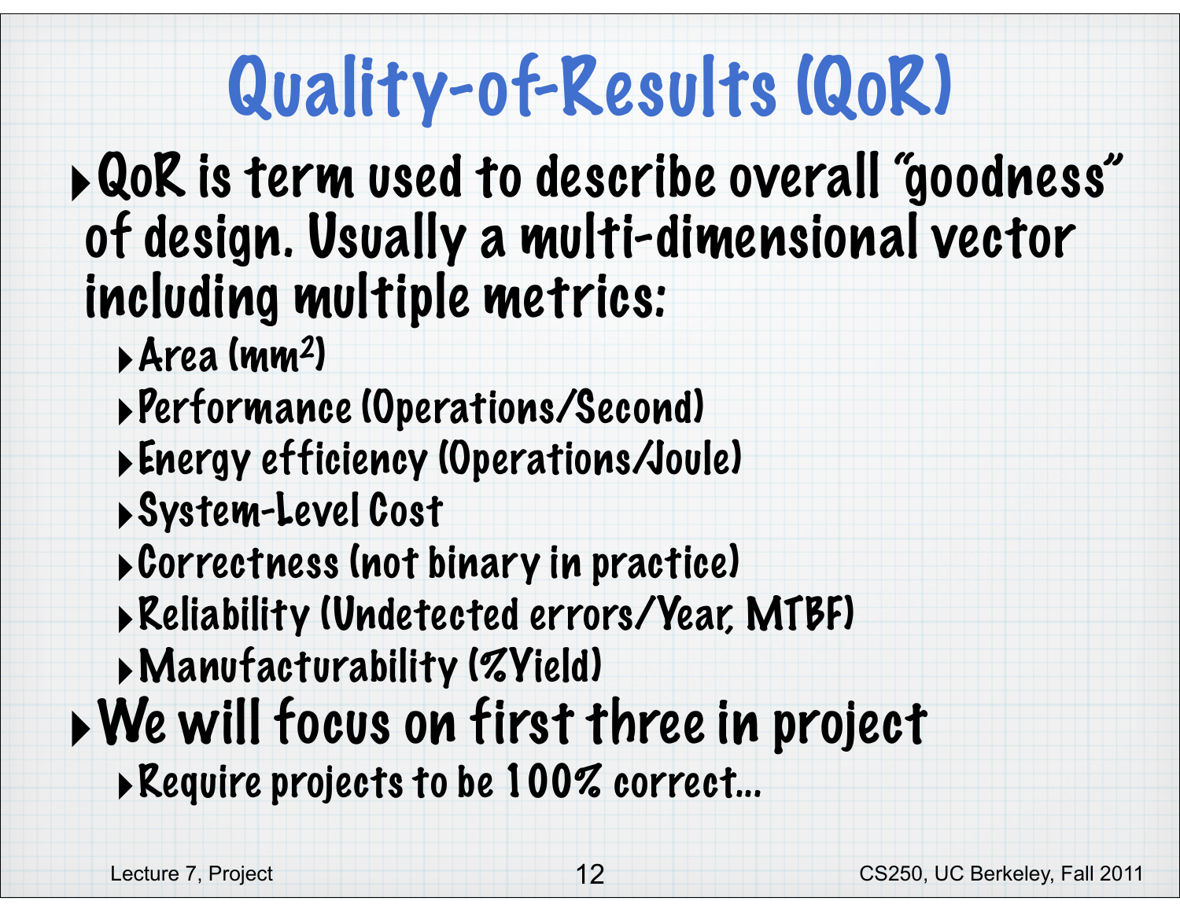# Quality-of-Results (QoR)

- QoR is term used to describe overall "goodness" of design. Usually a multi-dimensional vector including multiple metrics:
  - Area ($mm^2$)
  - Performance (Operations/Second)
  - Energy efficiency (Operations/Joule)
  - System-Level Cost
  - Correctness (not binary in practice)
  - Reliability (Undetected errors/Year, MTBF)
  - Manufacturability (%Yield)
- We will focus on first three in project
  - Require projects to be 100% correct...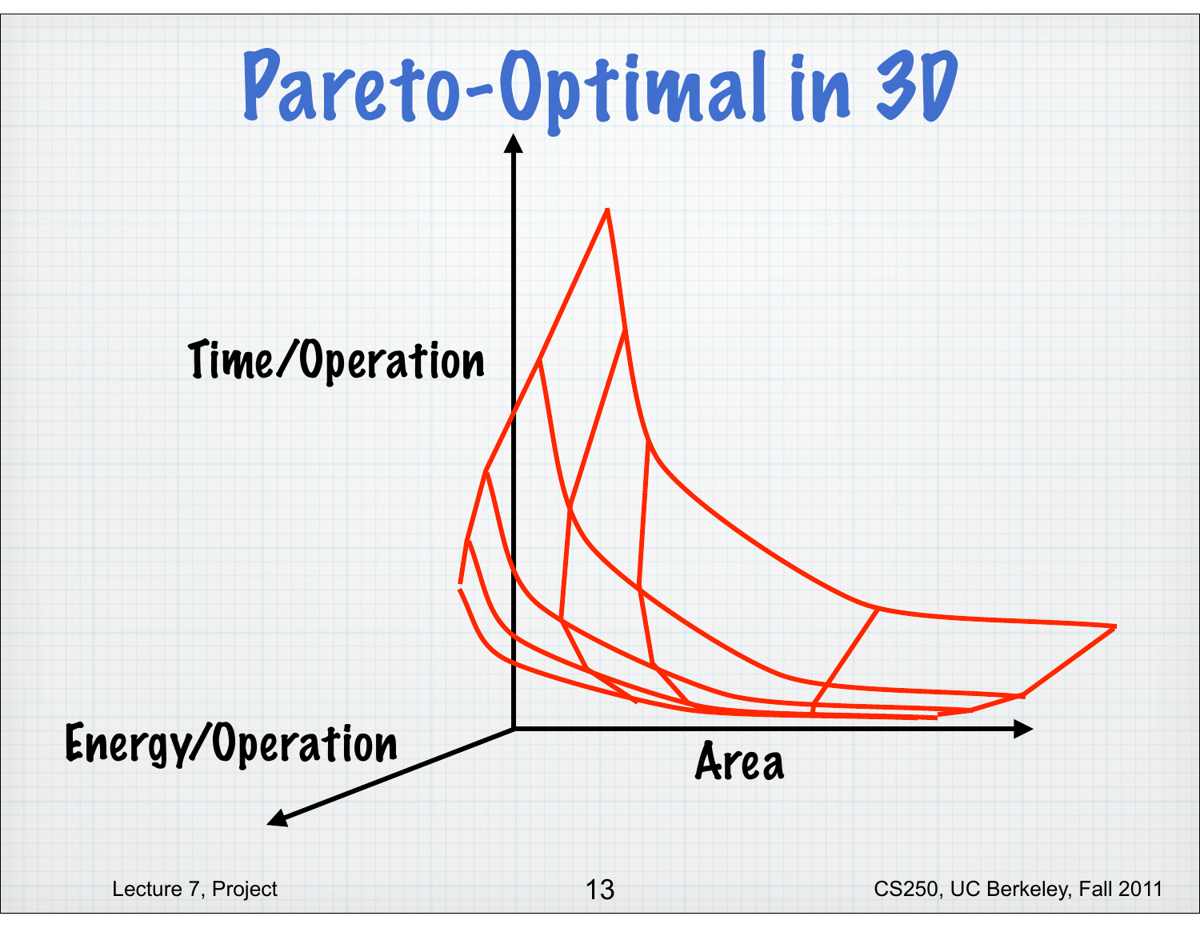# Pareto-Optimal in 3D

Time/Operation

Energy/Operation

Area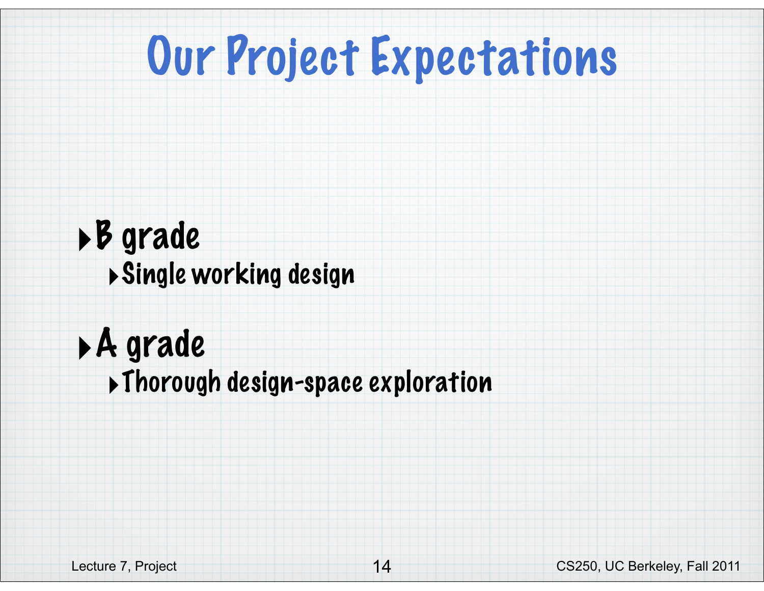# Our Project Expectations

- B grade
  - Single working design
- A grade
  - Thorough design-space exploration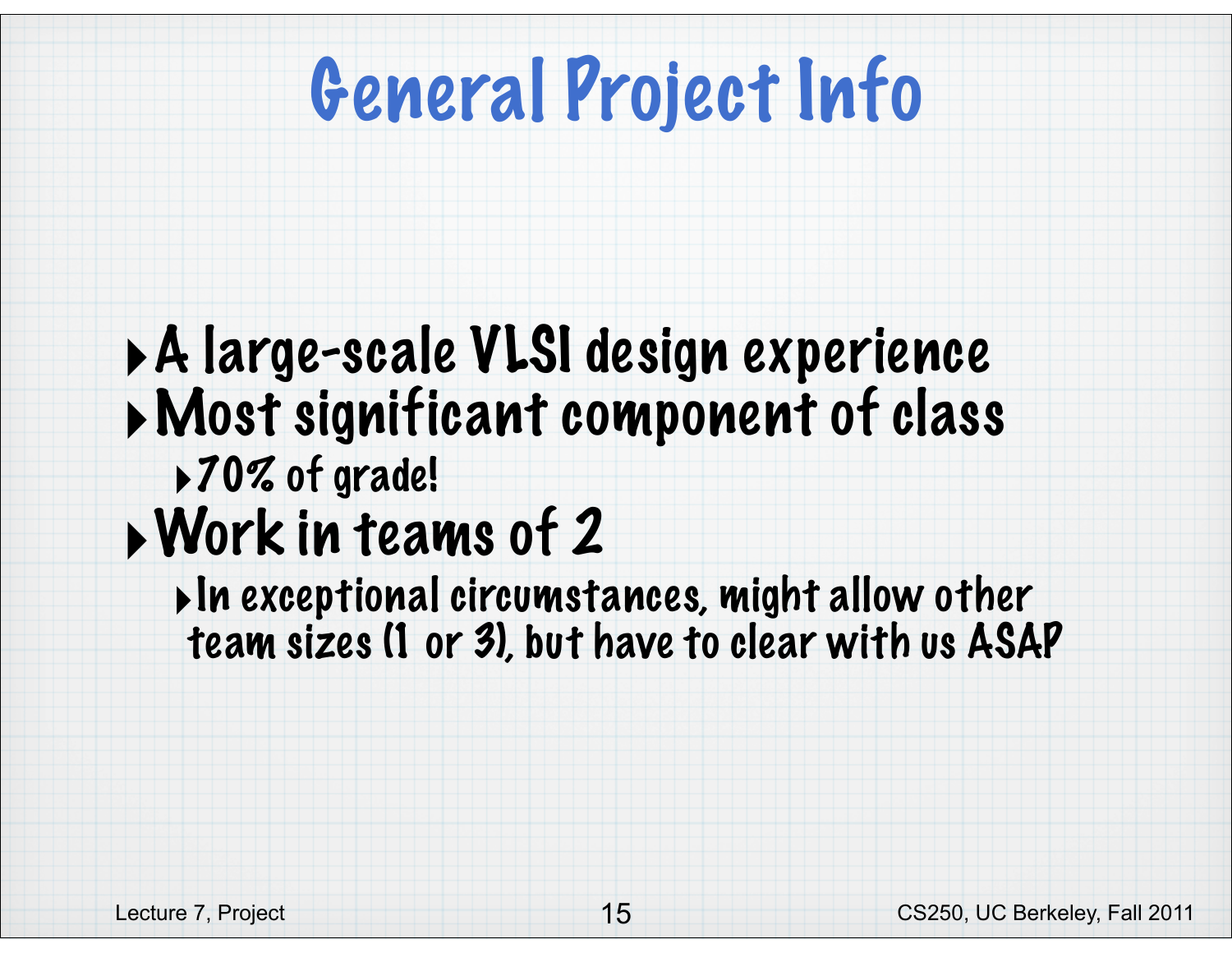# General Project Info

- A large-scale VLSI design experience
- Most significant component of class
  - 70% of grade!
- Work in teams of 2
  - In exceptional circumstances, might allow other team sizes (1 or 3), but have to clear with us ASAP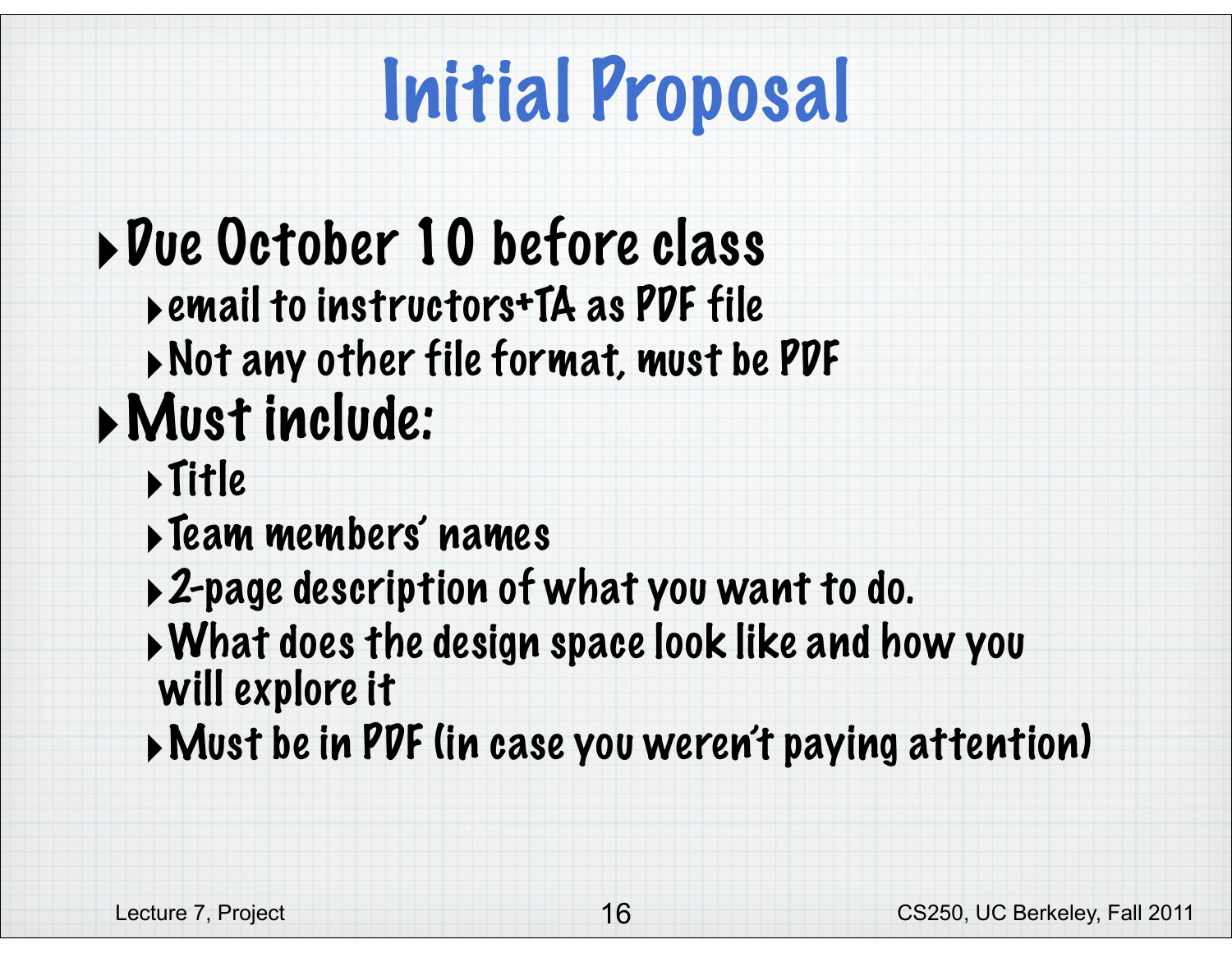# Initial Proposal

- Due October 10 before class
  - email to instructors+TA as PDF file
  - Not any other file format, must be PDF
- Must include:
  - Title
  - Team members' names
  - 2-page description of what you want to do.
  - What does the design space look like and how you will explore it
  - Must be in PDF (in case you weren't paying attention)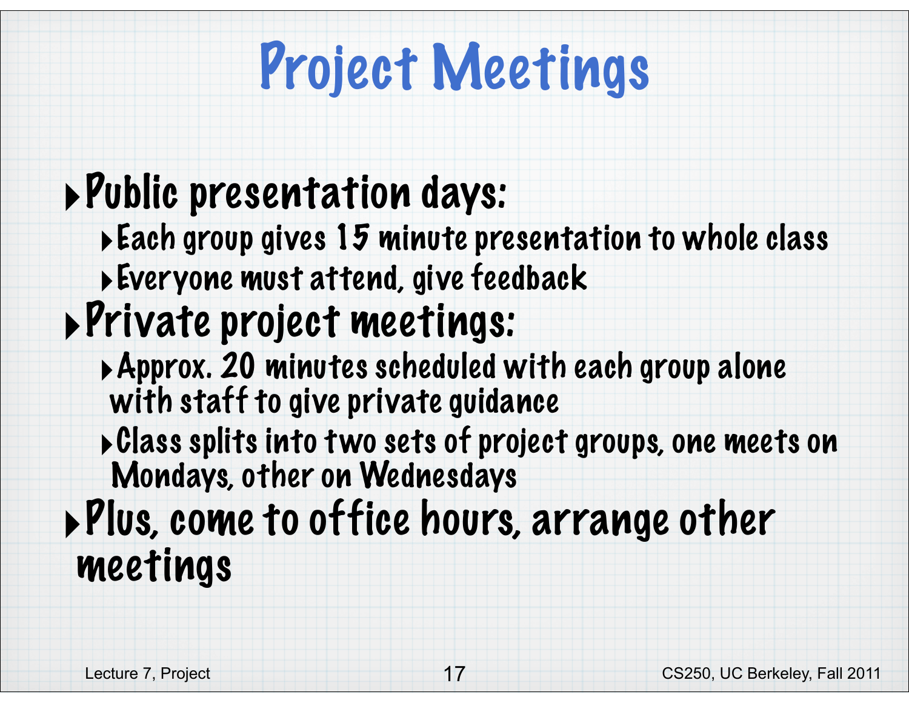# Project Meetings

- Public presentation days:
  - Each group gives 15 minute presentation to whole class
  - Everyone must attend, give feedback
- Private project meetings:
  - Approx. 20 minutes scheduled with each group alone with staff to give private guidance
  - Class splits into two sets of project groups, one meets on Mondays, other on Wednesdays
- Plus, come to office hours, arrange other meetings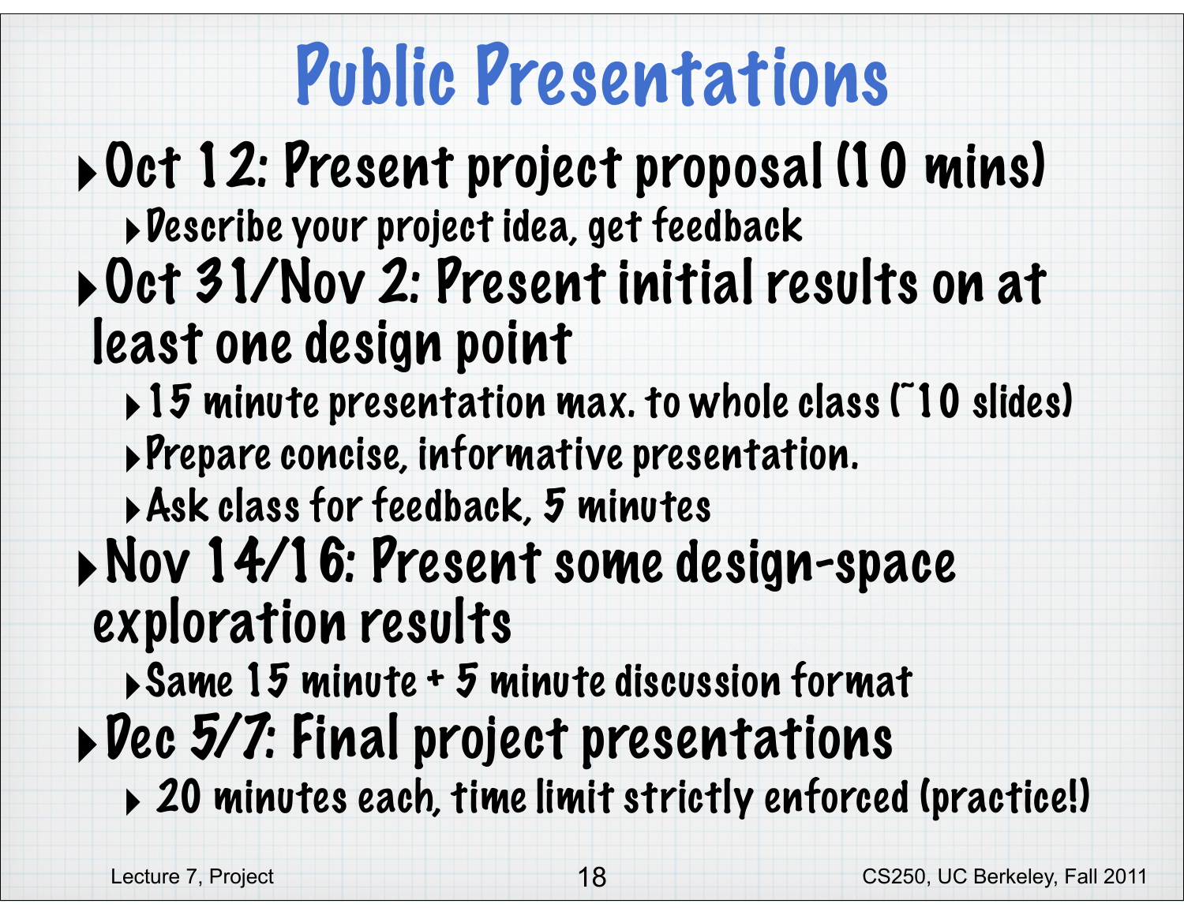# Public Presentations

- Oct 12: Present project proposal (10 mins)
  - Describe your project idea, get feedback
- Oct 31/Nov 2: Present initial results on at least one design point
  - 15 minute presentation max. to whole class (~10 slides)
  - Prepare concise, informative presentation.
  - Ask class for feedback, 5 minutes
- Nov 14/16: Present some design-space exploration results
  - Same 15 minute + 5 minute discussion format
- Dec 5/7: Final project presentations
  - 20 minutes each, time limit strictly enforced (practice!)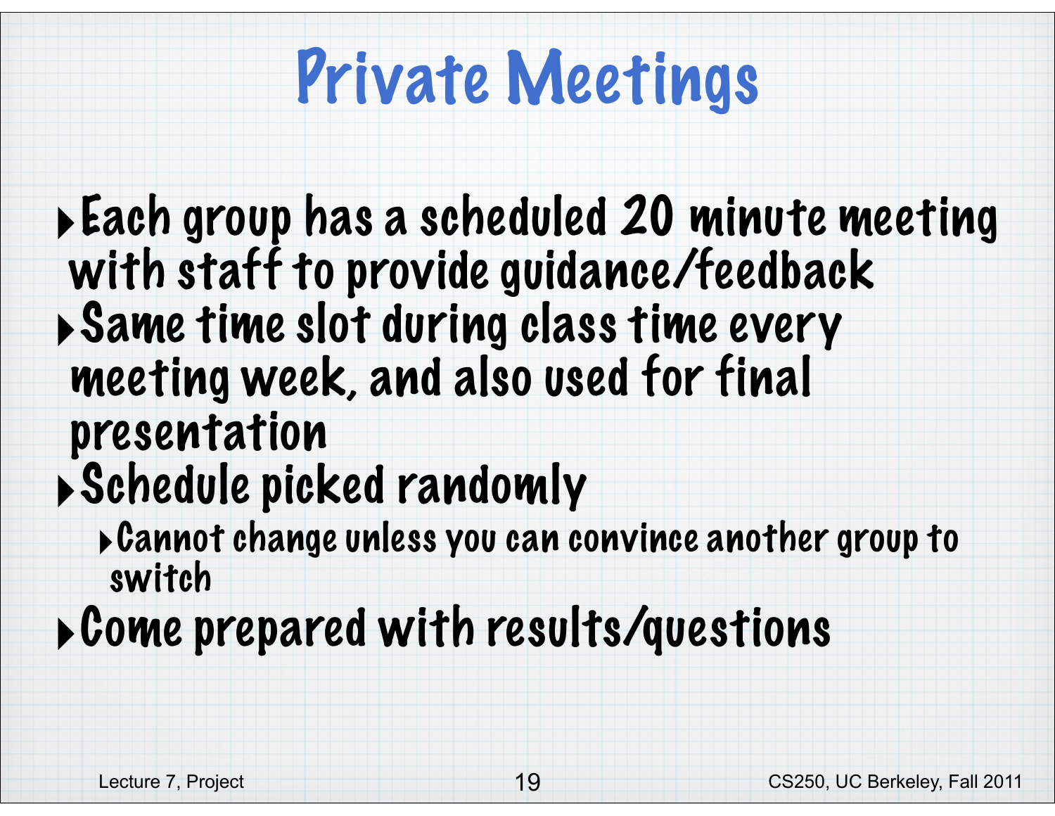# Private Meetings

- Each group has a scheduled 20 minute meeting with staff to provide guidance/feedback
- Same time slot during class time every meeting week, and also used for final presentation
- Schedule picked randomly
  - Cannot change unless you can convince another group to switch
- Come prepared with results/questions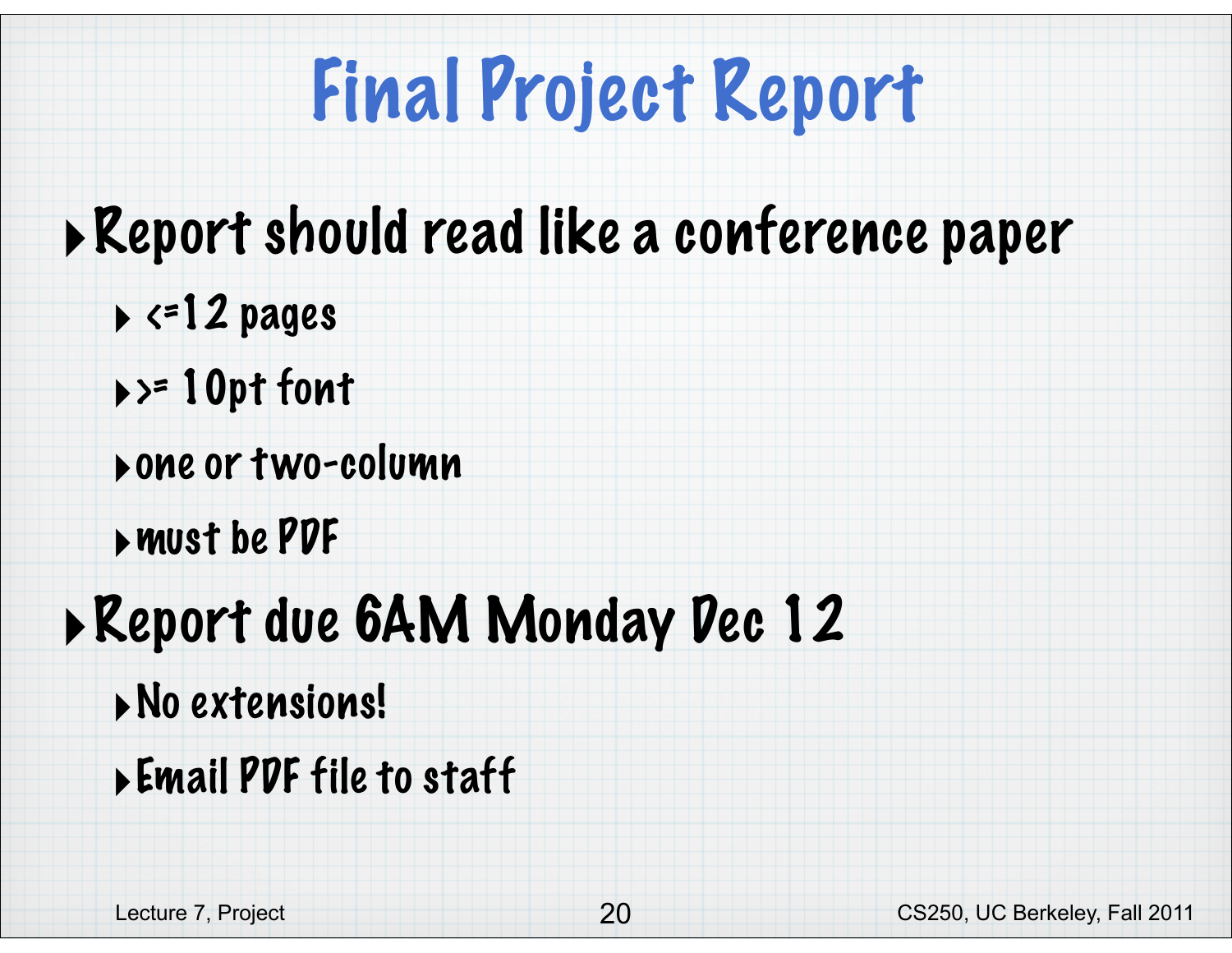# Final Project Report

- Report should read like a conference paper
  - <=12 pages
  - >= 10pt font
  - one or two-column
  - must be PDF
- Report due 6AM Monday Dec 12
  - No extensions!
  - Email PDF file to staff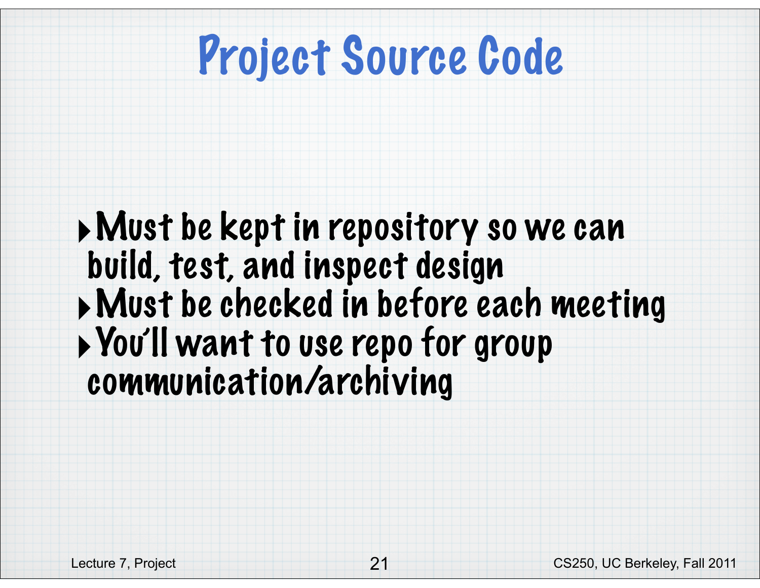# Project Source Code

- Must be kept in repository so we can build, test, and inspect design
- Must be checked in before each meeting
- You'll want to use repo for group communication/archiving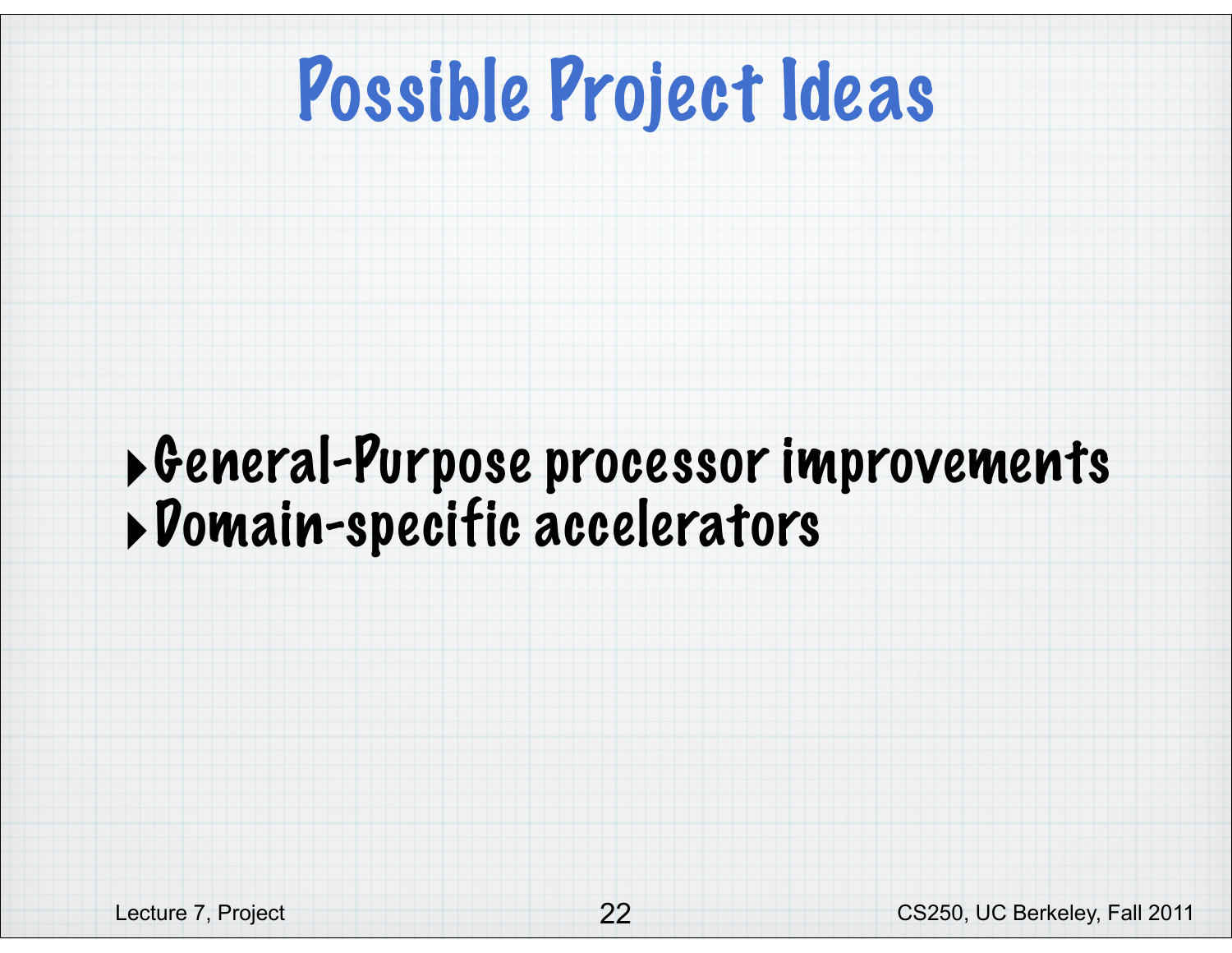# Possible Project Ideas

- General-Purpose processor improvements
- Domain-specific accelerators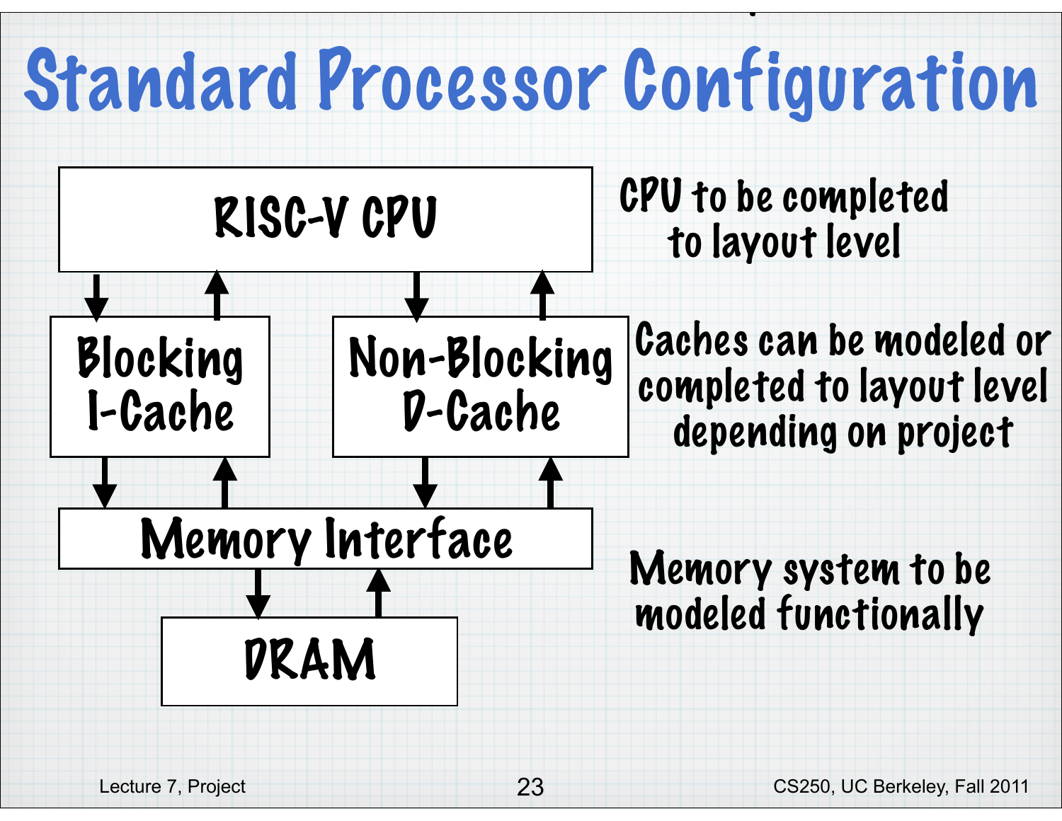# Standard Processor Configuration

RISC-V CPU

Blocking I-Cache

Non-Blocking D-Cache

Memory Interface

DRAM

CPU to be completed to layout level

Caches can be modeled or completed to layout level depending on project

Memory system to be modeled functionally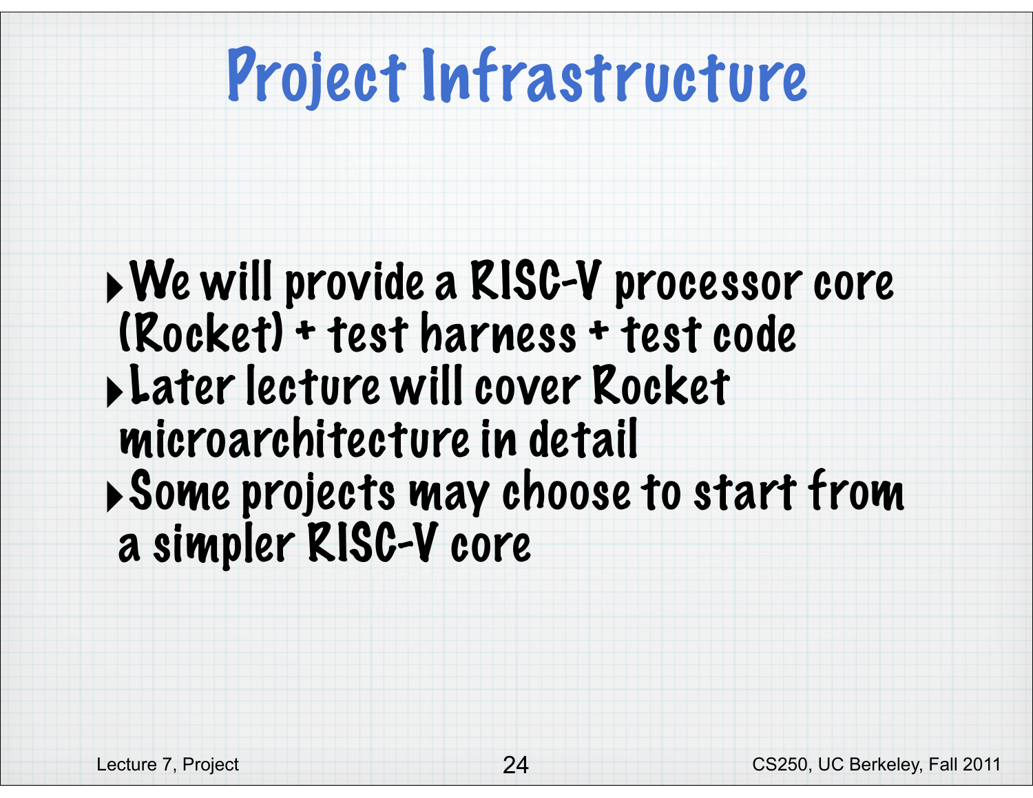# Project Infrastructure

- We will provide a RISC-V processor core (Rocket) + test harness + test code
- Later lecture will cover Rocket microarchitecture in detail
- Some projects may choose to start from a simpler RISC-V core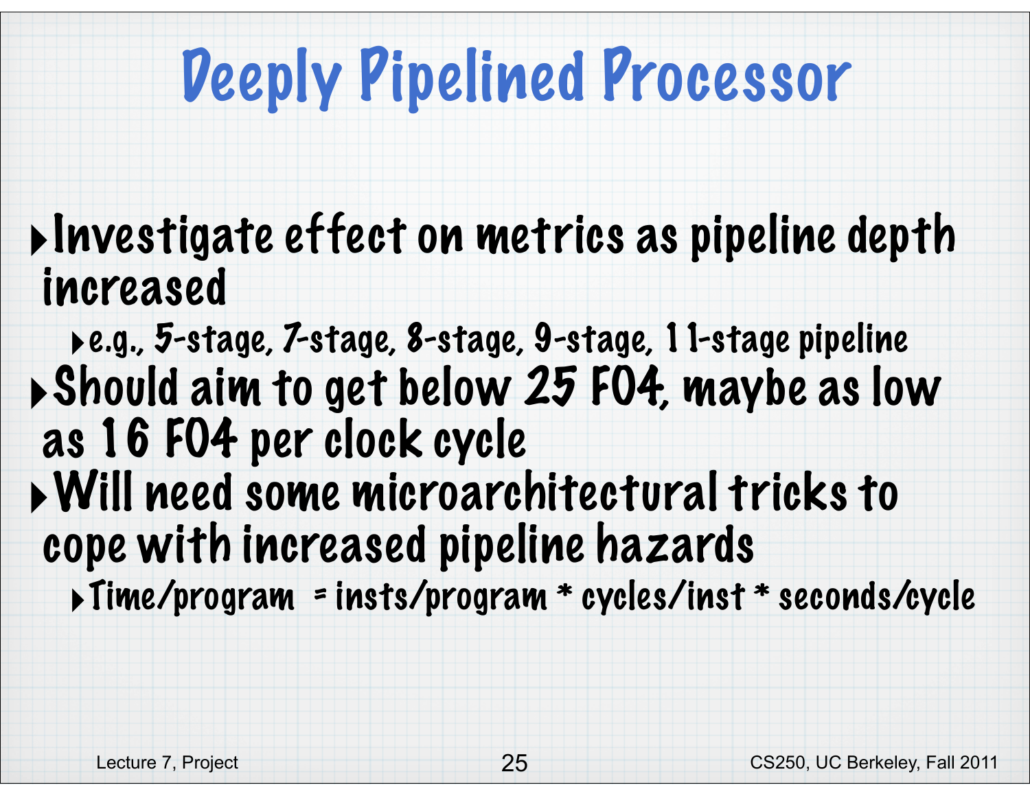# Deeply Pipelined Processor

- Investigate effect on metrics as pipeline depth increased
  - e.g., 5-stage, 7-stage, 8-stage, 9-stage, 11-stage pipeline
- Should aim to get below 25 FO4, maybe as low as 16 FO4 per clock cycle
- Will need some microarchitectural tricks to cope with increased pipeline hazards
  - Time/program = insts/program * cycles/inst * seconds/cycle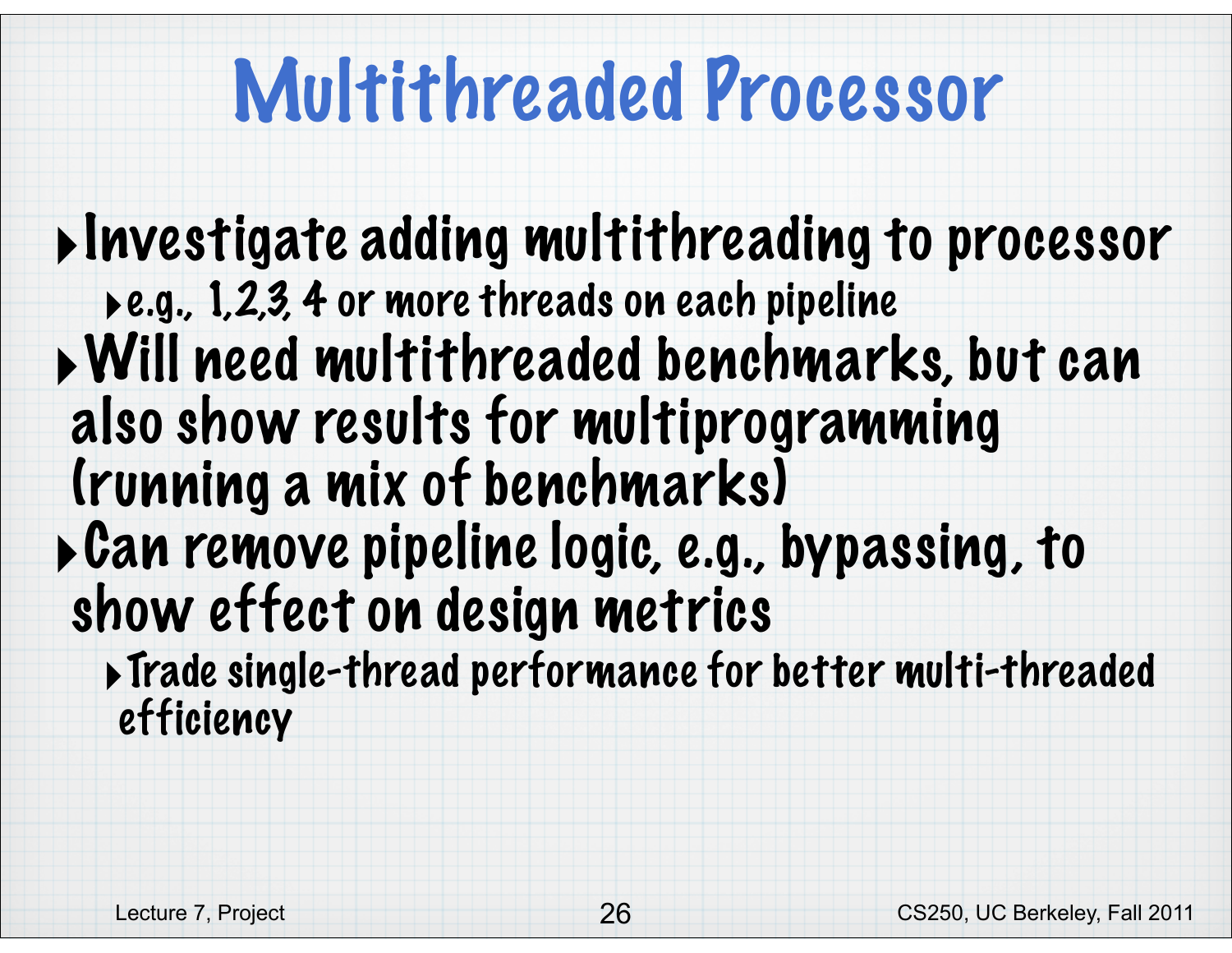# Multithreaded Processor

- Investigate adding multithreading to processor
  - e.g., 1,2,3, 4 or more threads on each pipeline
- Will need multithreaded benchmarks, but can also show results for multiprogramming (running a mix of benchmarks)
- Can remove pipeline logic, e.g., bypassing, to show effect on design metrics
  - Trade single-thread performance for better multi-threaded efficiency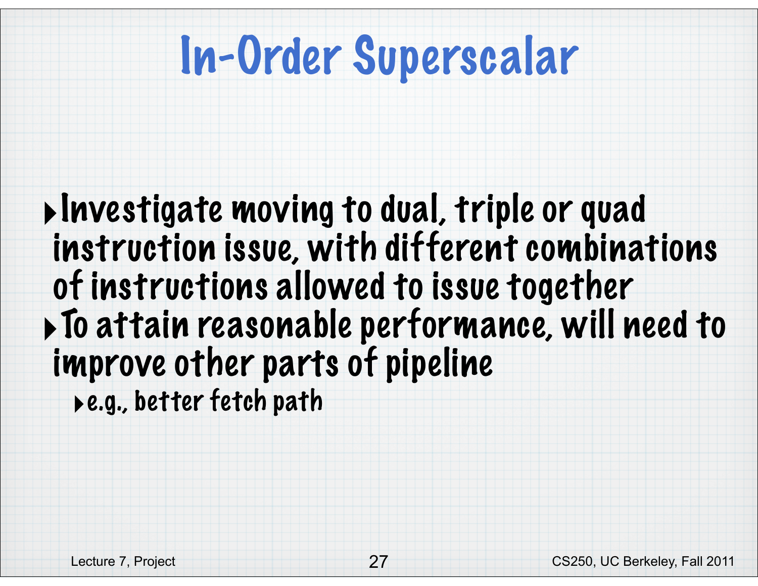# In-Order Superscalar

- Investigate moving to dual, triple or quad instruction issue, with different combinations of instructions allowed to issue together
- To attain reasonable performance, will need to improve other parts of pipeline
  - e.g., better fetch path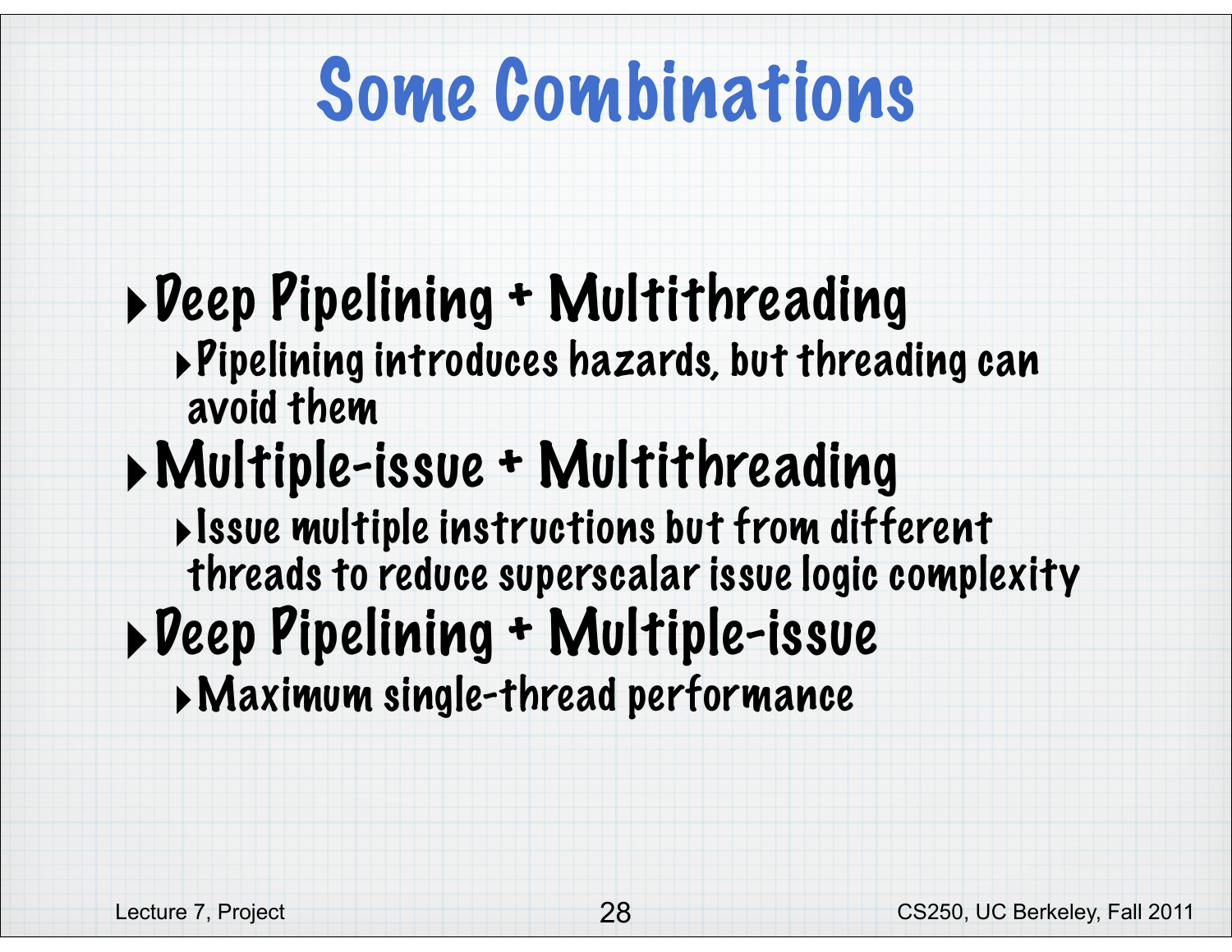# Some Combinations

- Deep Pipelining + Multithreading
  - Pipelining introduces hazards, but threading can avoid them
- Multiple-issue + Multithreading
  - Issue multiple instructions but from different threads to reduce superscalar issue logic complexity
- Deep Pipelining + Multiple-issue
  - Maximum single-thread performance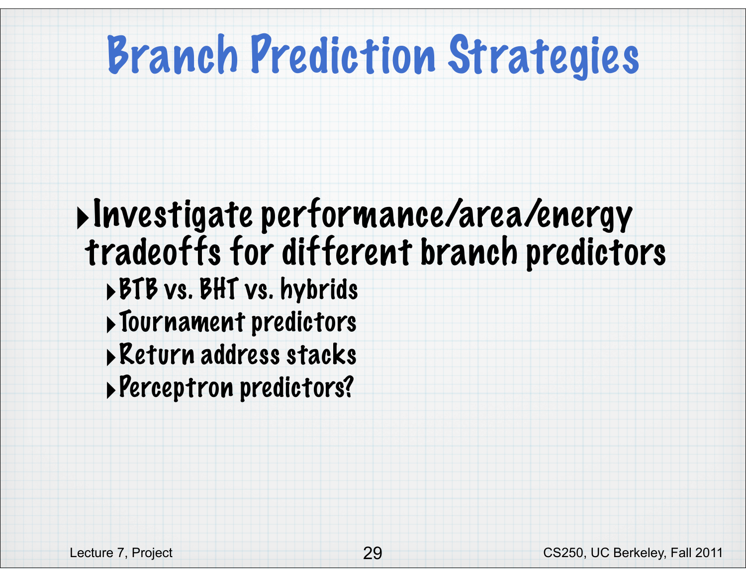# Branch Prediction Strategies

- Investigate performance/area/energy tradeoffs for different branch predictors
  - BTB vs. BHT vs. hybrids
  - Tournament predictors
  - Return address stacks
  - Perceptron predictors?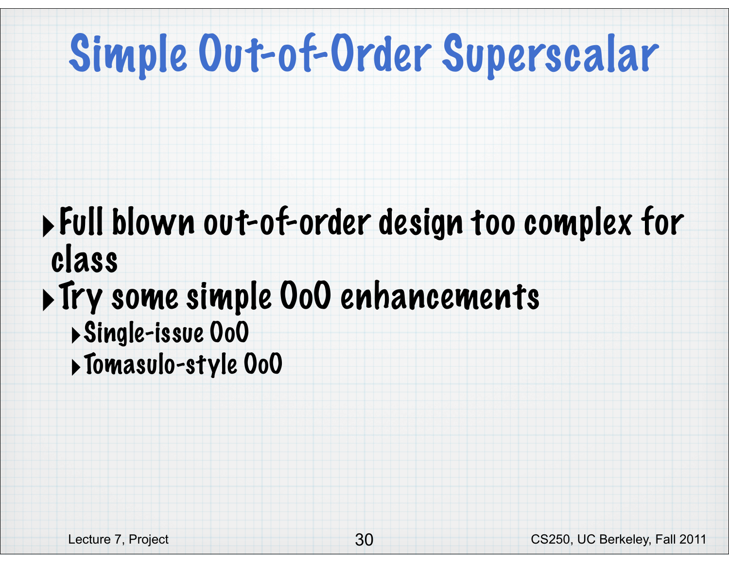# Simple Out-of-Order Superscalar

- Full blown out-of-order design too complex for class
- Try some simple OoO enhancements
  - Single-issue OoO
  - Tomasulo-style OoO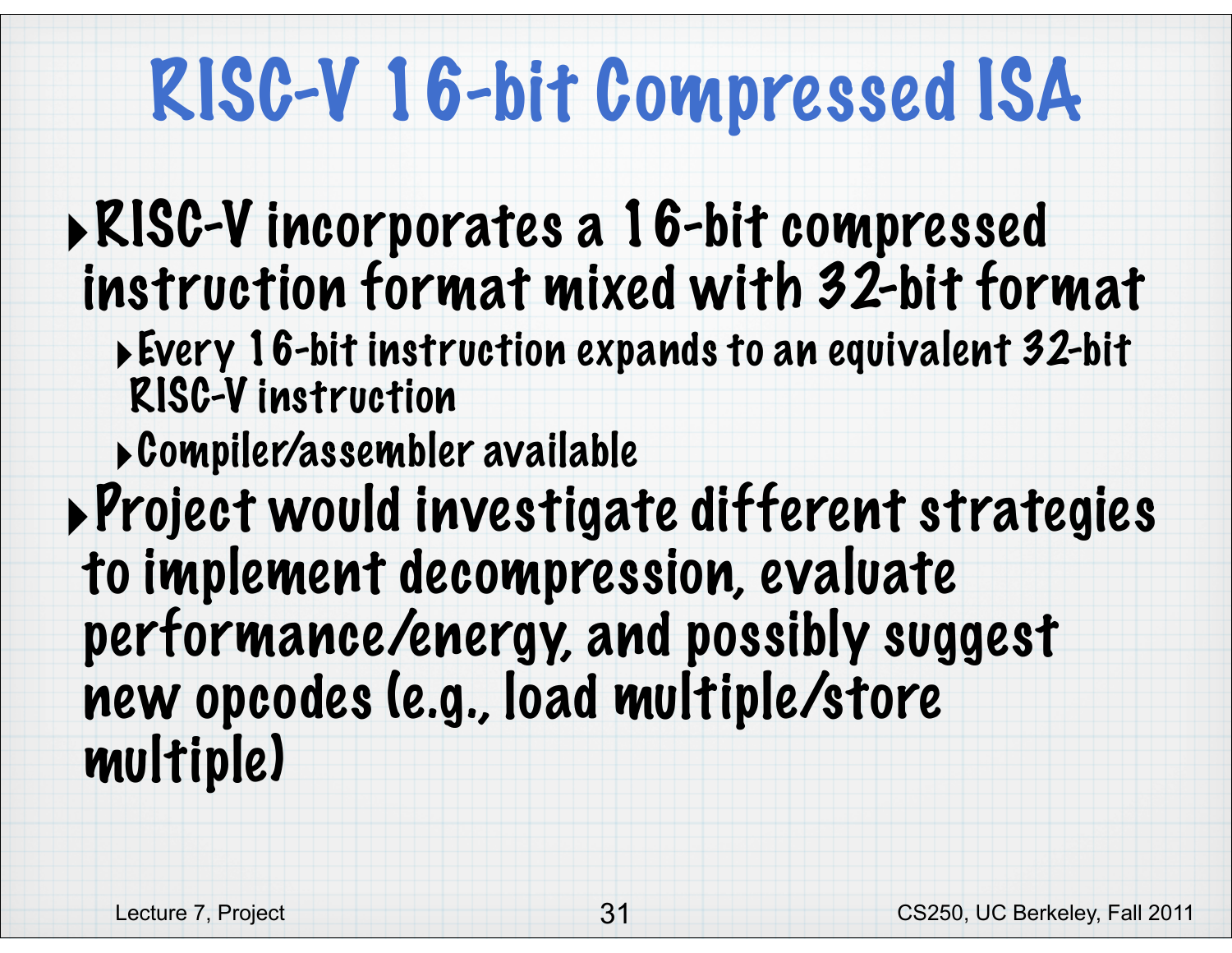# RISC-V 16-bit Compressed ISA

- RISC-V incorporates a 16-bit compressed instruction format mixed with 32-bit format
  - Every 16-bit instruction expands to an equivalent 32-bit RISC-V instruction
  - Compiler/assembler available
- Project would investigate different strategies to implement decompression, evaluate performance/energy, and possibly suggest new opcodes (e.g., load multiple/store multiple)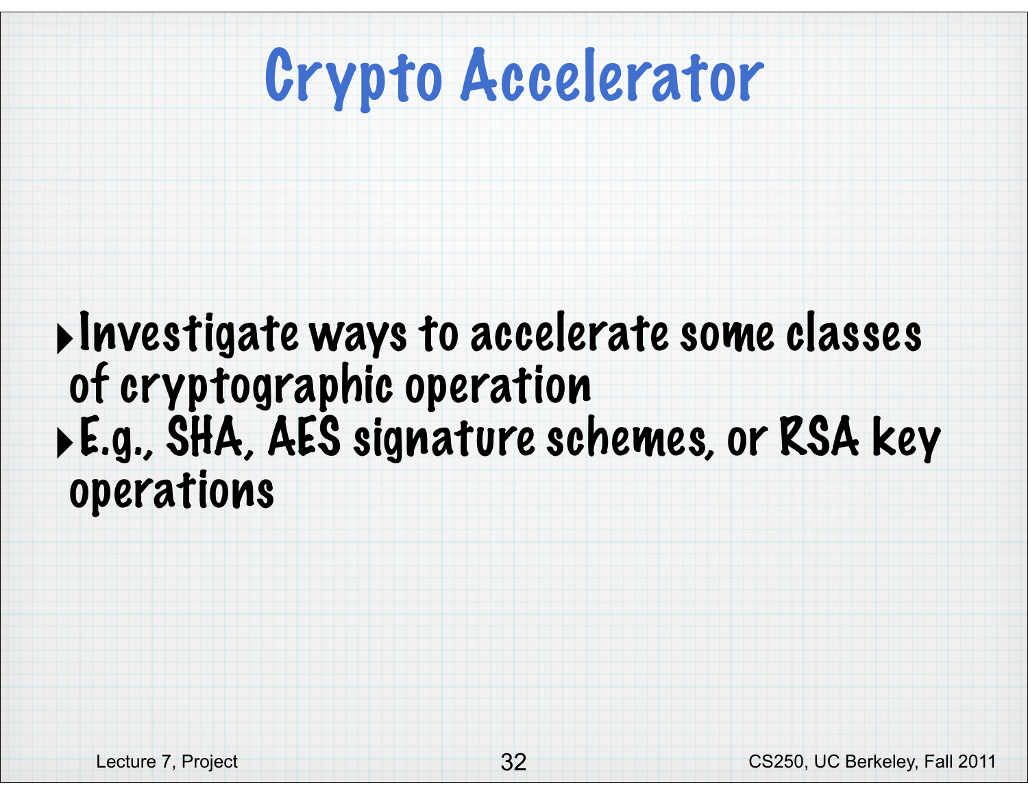# Crypto Accelerator

- Investigate ways to accelerate some classes of cryptographic operation
- E.g., SHA, AES signature schemes, or RSA key operations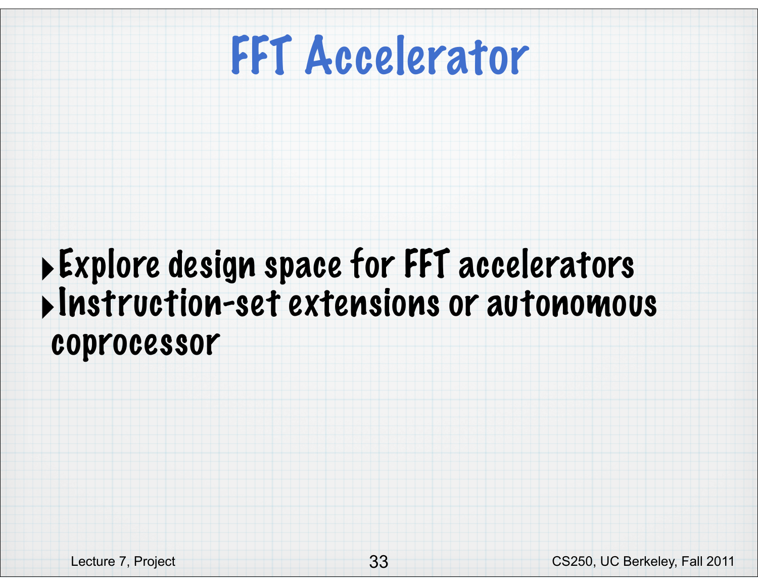# FFT Accelerator

- Explore design space for FFT accelerators
- Instruction-set extensions or autonomous coprocessor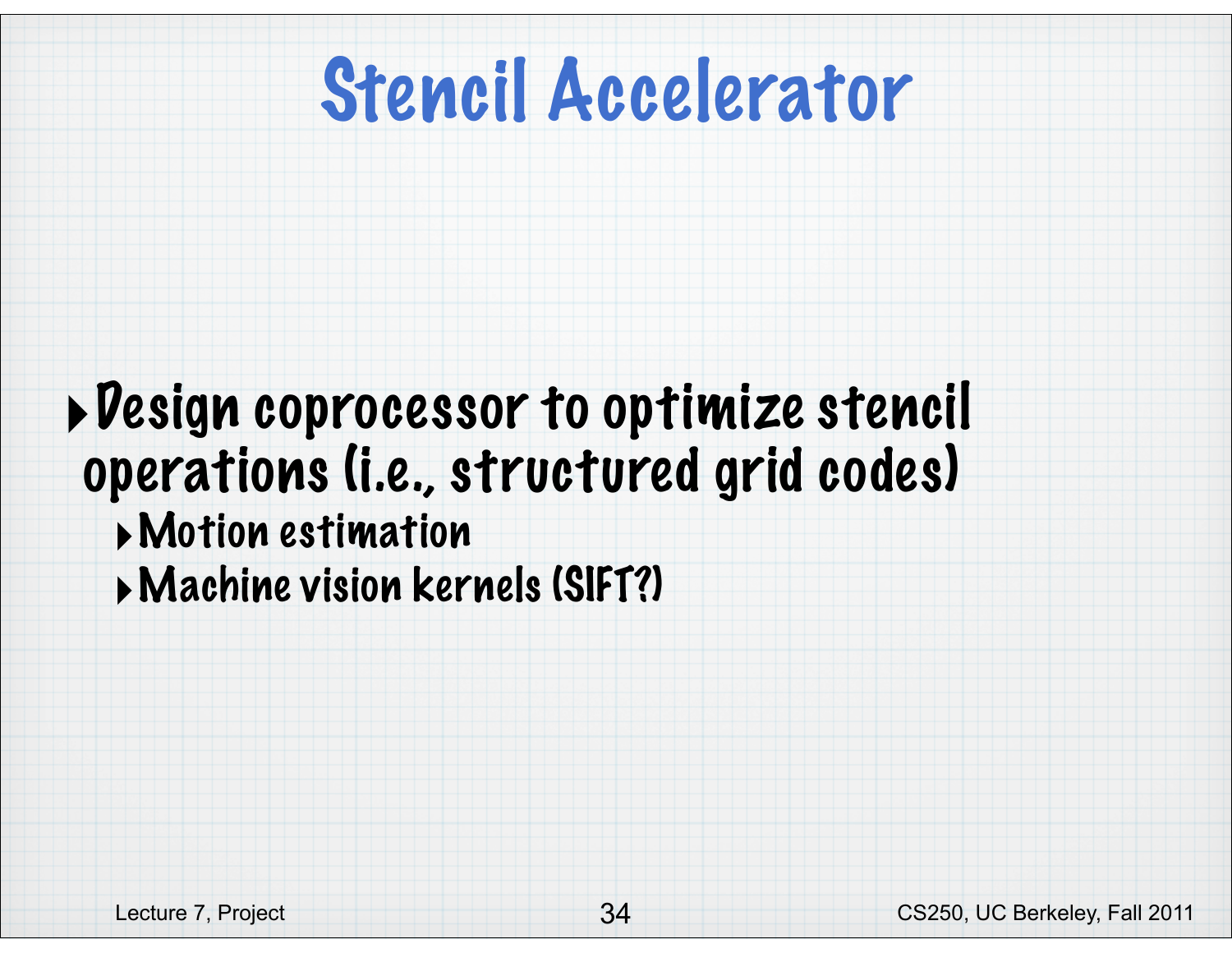# Stencil Accelerator

- Design coprocessor to optimize stencil operations (i.e., structured grid codes)
  - Motion estimation
  - Machine vision kernels (SIFT?)